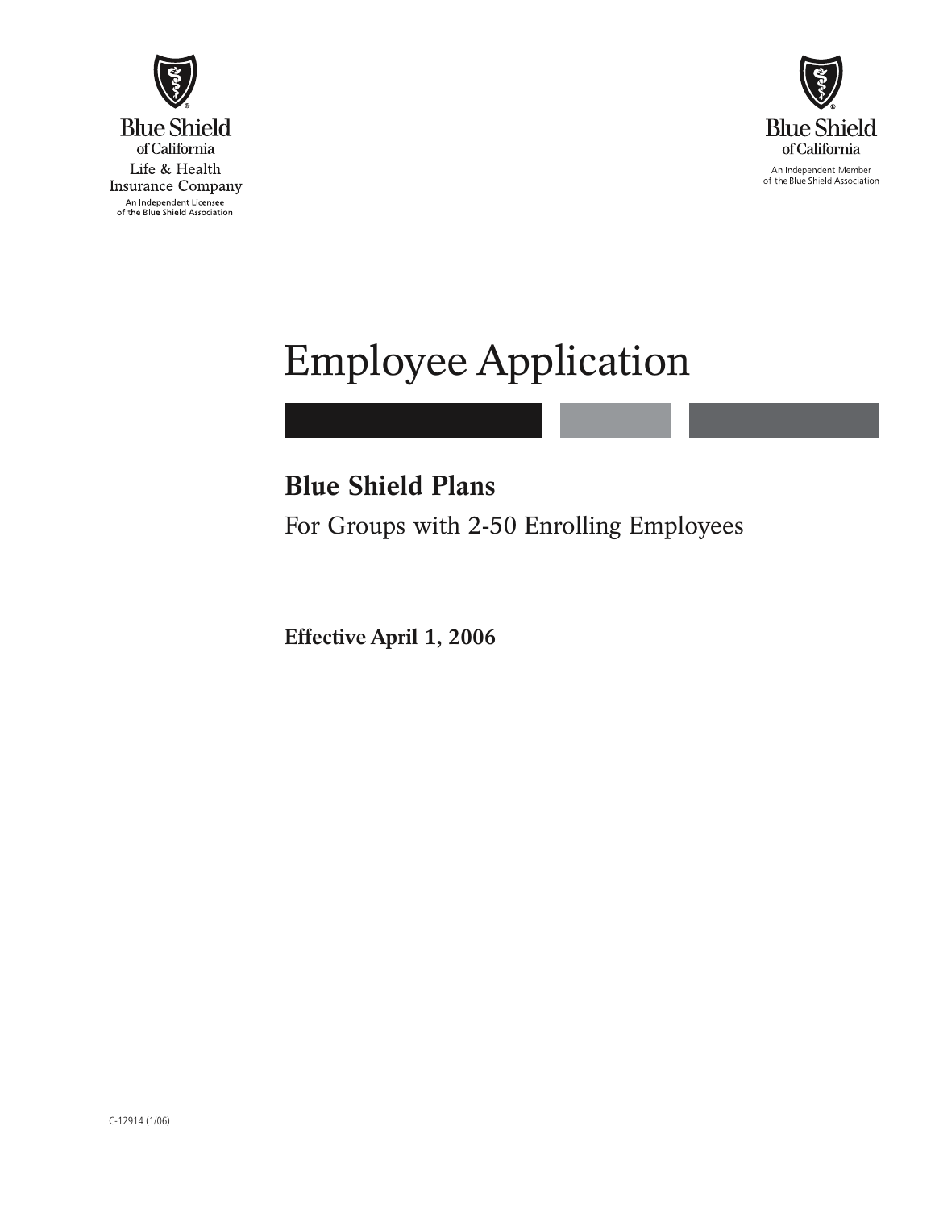Blue Shield of California
Life & Health Insurance Company
An Independent Licensee of the Blue Shield Association

Blue Shield of California
An Independent Member of the Blue Shield Association

# Employee Application

## Blue Shield Plans

For Groups with 2-50 Enrolling Employees

**Effective April 1, 2006**

C-12914 (1/06)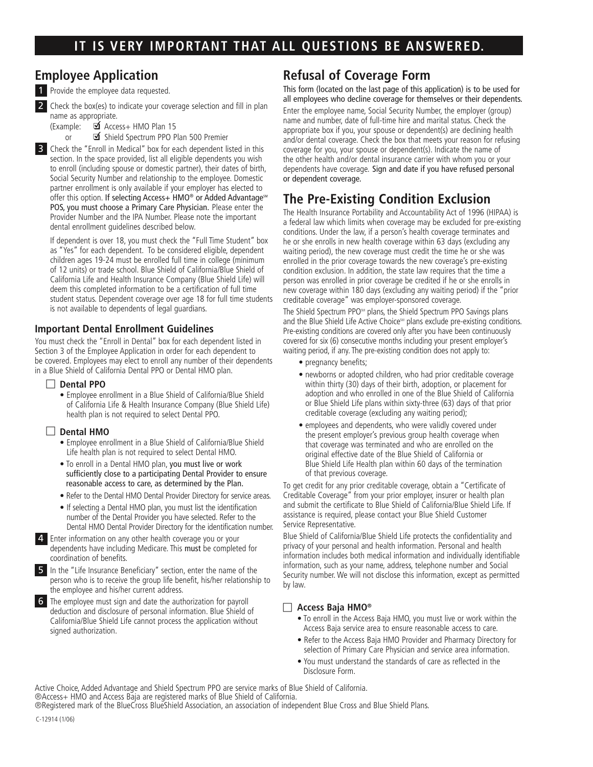**IT IS VERY IMPORTANT THAT ALL QUESTIONS BE ANSWERED.**

## Employee Application

1. Provide the employee data requested.

2. Check the box(es) to indicate your coverage selection and fill in plan name as appropriate.
   (Example: ☑ Access+ HMO Plan 15
   or ☑ Shield Spectrum PPO Plan 500 Premier

3. Check the "Enroll in Medical" box for each dependent listed in this section. In the space provided, list all eligible dependents you wish to enroll (including spouse or domestic partner), their dates of birth, Social Security Number and relationship to the employee. Domestic partner enrollment is only available if your employer has elected to offer this option. If selecting Access+ HMO® or Added Advantage℠ POS, you must choose a Primary Care Physician. Please enter the Provider Number and the IPA Number. Please note the important dental enrollment guidelines described below.

   If dependent is over 18, you must check the "Full Time Student" box as "Yes" for each dependent. To be considered eligible, dependent children ages 19-24 must be enrolled full time in college (minimum of 12 units) or trade school. Blue Shield of California/Blue Shield of California Life and Health Insurance Company (Blue Shield Life) will deem this completed information to be a certification of full time student status. Dependent coverage over age 18 for full time students is not available to dependents of legal guardians.

### Important Dental Enrollment Guidelines

You must check the "Enroll in Dental" box for each dependent listed in Section 3 of the Employee Application in order for each dependent to be covered. Employees may elect to enroll any number of their dependents in a Blue Shield of California Dental PPO or Dental HMO plan.

☐ **Dental PPO**

- Employee enrollment in a Blue Shield of California/Blue Shield of California Life & Health Insurance Company (Blue Shield Life) health plan is not required to select Dental PPO.

☐ **Dental HMO**

- Employee enrollment in a Blue Shield of California/Blue Shield Life health plan is not required to select Dental HMO.
- To enroll in a Dental HMO plan, you must live or work sufficiently close to a participating Dental Provider to ensure reasonable access to care, as determined by the Plan.
- Refer to the Dental HMO Dental Provider Directory for service areas.
- If selecting a Dental HMO plan, you must list the identification number of the Dental Provider you have selected. Refer to the Dental HMO Dental Provider Directory for the identification number.

4. Enter information on any other health coverage you or your dependents have including Medicare. This **must** be completed for coordination of benefits.

5. In the "Life Insurance Beneficiary" section, enter the name of the person who is to receive the group life benefit, his/her relationship to the employee and his/her current address.

6. The employee must sign and date the authorization for payroll deduction and disclosure of personal information. Blue Shield of California/Blue Shield Life cannot process the application without signed authorization.

## Refusal of Coverage Form

This form (located on the last page of this application) is to be used for all employees who decline coverage for themselves or their dependents.

Enter the employee name, Social Security Number, the employer (group) name and number, date of full-time hire and marital status. Check the appropriate box if you, your spouse or dependent(s) are declining health and/or dental coverage. Check the box that meets your reason for refusing coverage for you, your spouse or dependent(s). Indicate the name of the other health and/or dental insurance carrier with whom you or your dependents have coverage. Sign and date if you have refused personal or dependent coverage.

## The Pre-Existing Condition Exclusion

The Health Insurance Portability and Accountability Act of 1996 (HIPAA) is a federal law which limits when coverage may be excluded for pre-existing conditions. Under the law, if a person's health coverage terminates and he or she enrolls in new health coverage within 63 days (excluding any waiting period), the new coverage must credit the time he or she was enrolled in the prior coverage towards the new coverage's pre-existing condition exclusion. In addition, the state law requires that the time a person was enrolled in prior coverage be credited if he or she enrolls in new coverage within 180 days (excluding any waiting period) if the "prior creditable coverage" was employer-sponsored coverage.

The Shield Spectrum PPO℠ plans, the Shield Spectrum PPO Savings plans and the Blue Shield Life Active Choice℠ plans exclude pre-existing conditions. Pre-existing conditions are covered only after you have been continuously covered for six (6) consecutive months including your present employer's waiting period, if any. The pre-existing condition does not apply to:

- pregnancy benefits;
- newborns or adopted children, who had prior creditable coverage within thirty (30) days of their birth, adoption, or placement for adoption and who enrolled in one of the Blue Shield of California or Blue Shield Life plans within sixty-three (63) days of that prior creditable coverage (excluding any waiting period);
- employees and dependents, who were validly covered under the present employer's previous group health coverage when that coverage was terminated and who are enrolled on the original effective date of the Blue Shield of California or Blue Shield Life Health plan within 60 days of the termination of that previous coverage.

To get credit for any prior creditable coverage, obtain a "Certificate of Creditable Coverage" from your prior employer, insurer or health plan and submit the certificate to Blue Shield of California/Blue Shield Life. If assistance is required, please contact your Blue Shield Customer Service Representative.

Blue Shield of California/Blue Shield Life protects the confidentiality and privacy of your personal and health information. Personal and health information includes both medical information and individually identifiable information, such as your name, address, telephone number and Social Security number. We will not disclose this information, except as permitted by law.

☐ **Access Baja HMO®**

- To enroll in the Access Baja HMO, you must live or work within the Access Baja service area to ensure reasonable access to care.
- Refer to the Access Baja HMO Provider and Pharmacy Directory for selection of Primary Care Physician and service area information.
- You must understand the standards of care as reflected in the Disclosure Form.

Active Choice, Added Advantage and Shield Spectrum PPO are service marks of Blue Shield of California.
®Access+ HMO and Access Baja are registered marks of Blue Shield of California.
®Registered mark of the BlueCross BlueShield Association, an association of independent Blue Cross and Blue Shield Plans.

C-12914 (1/06)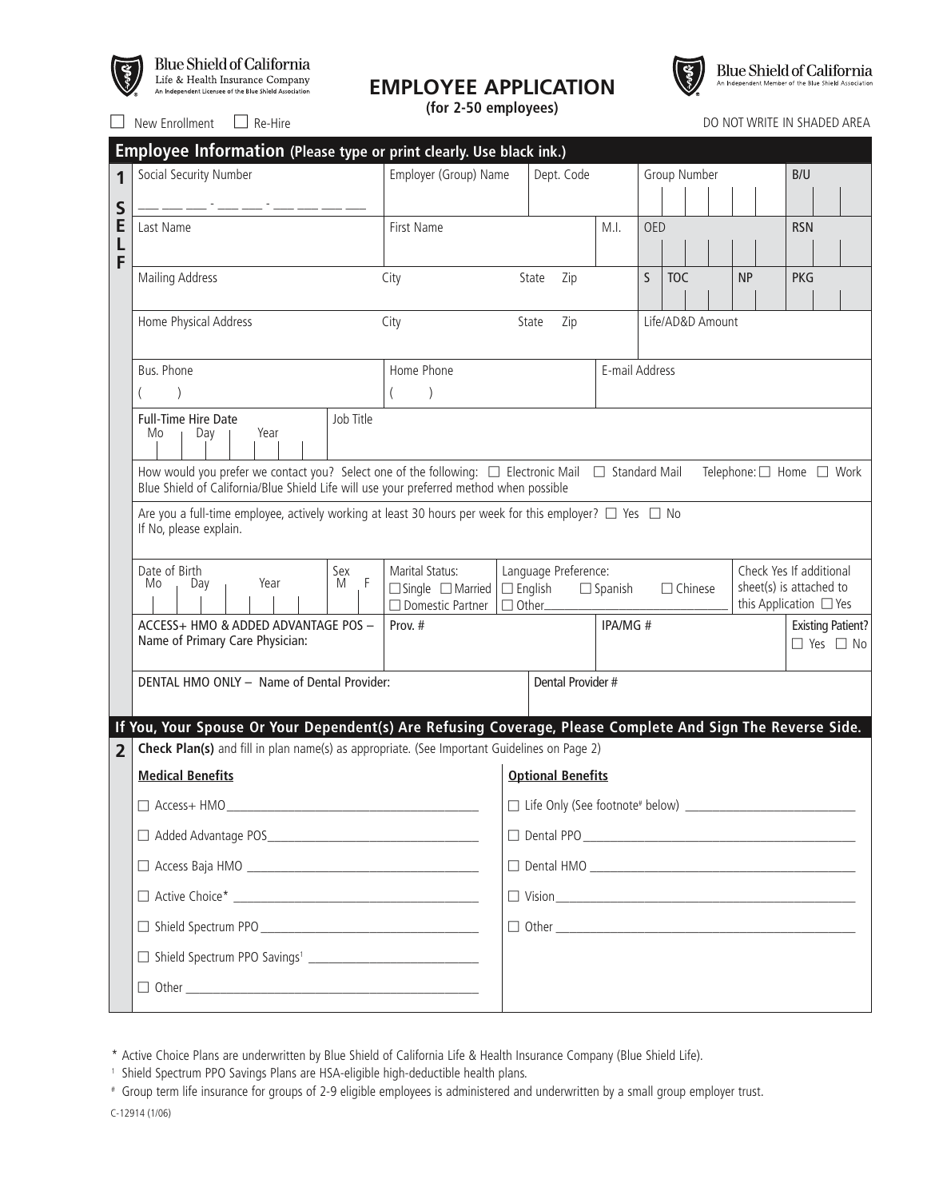Blue Shield of California
Life & Health Insurance Company
An Independent Licensee of the Blue Shield Association

# EMPLOYEE APPLICATION
**(for 2-50 employees)**

Blue Shield of California
An Independent Member of the Blue Shield Association

☐ New Enrollment ☐ Re-Hire

DO NOT WRITE IN SHADED AREA

## Employee Information (Please type or print clearly. Use black ink.)

**1 SELF**

| Social Security Number | Employer (Group) Name | Dept. Code | Group Number | B/U |
|---|---|---|---|---|
| ___ ___ ___ - ___ ___ - ___ ___ ___ ___ | | | | |

| Last Name | First Name | M.I. | OED | RSN |
|---|---|---|---|---|
| | | | | |

| Mailing Address | City | State | Zip | S | TOC | NP | PKG |
|---|---|---|---|---|---|---|---|
| | | | | | | | |

| Home Physical Address | City | State | Zip | Life/AD&D Amount |
|---|---|---|---|---|
| | | | | |

| Bus. Phone | Home Phone | E-mail Address |
|---|---|---|
| ( ) | ( ) | |

| Full-Time Hire Date (Mo / Day / Year) | Job Title |
|---|---|
| | |

How would you prefer we contact you? Select one of the following: ☐ Electronic Mail ☐ Standard Mail Telephone: ☐ Home ☐ Work
Blue Shield of California/Blue Shield Life will use your preferred method when possible

Are you a full-time employee, actively working at least 30 hours per week for this employer? ☐ Yes ☐ No
If No, please explain.

| Date of Birth (Mo / Day / Year) | Sex (M / F) | Marital Status: ☐ Single ☐ Married ☐ Domestic Partner | Language Preference: ☐ English ☐ Spanish ☐ Chinese ☐ Other_______ | Check Yes If additional sheet(s) is attached to this Application ☐ Yes |
|---|---|---|---|---|
| | | | | |

| ACCESS+ HMO & ADDED ADVANTAGE POS – Name of Primary Care Physician: | Prov. # | IPA/MG # | Existing Patient? ☐ Yes ☐ No |
|---|---|---|---|
| | | | |

| DENTAL HMO ONLY – Name of Dental Provider: | Dental Provider # |
|---|---|
| | |

**If You, Your Spouse Or Your Dependent(s) Are Refusing Coverage, Please Complete And Sign The Reverse Side.**

**2** **Check Plan(s)** and fill in plan name(s) as appropriate. (See Important Guidelines on Page 2)

| **Medical Benefits** | **Optional Benefits** |
|---|---|
| ☐ Access+ HMO_______ | ☐ Life Only (See footnote# below) _______ |
| ☐ Added Advantage POS_______ | ☐ Dental PPO_______ |
| ☐ Access Baja HMO _______ | ☐ Dental HMO _______ |
| ☐ Active Choice* _______ | ☐ Vision_______ |
| ☐ Shield Spectrum PPO_______ | ☐ Other _______ |
| ☐ Shield Spectrum PPO Savings[1] _______ | |
| ☐ Other _______ | |

\* Active Choice Plans are underwritten by Blue Shield of California Life & Health Insurance Company (Blue Shield Life).

[1] Shield Spectrum PPO Savings Plans are HSA-eligible high-deductible health plans.

\# Group term life insurance for groups of 2-9 eligible employees is administered and underwritten by a small group employer trust.

C-12914 (1/06)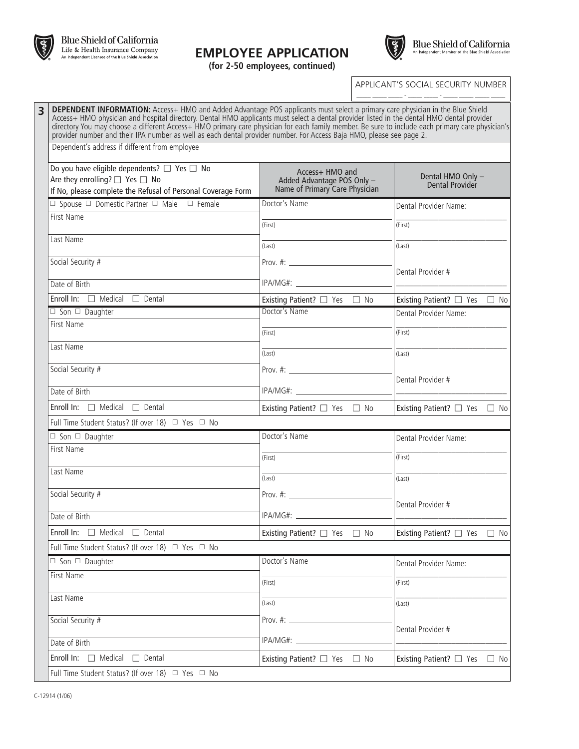**Blue Shield of California** Life & Health Insurance Company
An Independent Licensee of the Blue Shield Association

# EMPLOYEE APPLICATION

**(for 2-50 employees, continued)**

**Blue Shield of California**
An Independent Member of the Blue Shield Association

APPLICANT'S SOCIAL SECURITY NUMBER
___ ___ ___ - ___ ___ - ___ ___ ___ ___

**3** **DEPENDENT INFORMATION:** Access+ HMO and Added Advantage POS applicants must select a primary care physician in the Blue Shield Access+ HMO physician and hospital directory. Dental HMO applicants must select a dental provider listed in the dental HMO dental provider directory You may choose a different Access+ HMO primary care physician for each family member. Be sure to include each primary care physician's provider number and their IPA number as well as each dental provider number. For Access Baja HMO, please see page 2.

Dependent's address if different from employee

| Do you have eligible dependents? ☐ Yes ☐ No<br>Are they enrolling? ☐ Yes ☐ No<br>**If No, please complete the Refusal of Personal Coverage Form** | Access+ HMO and Added Advantage POS Only – Name of Primary Care Physician | Dental HMO Only – Dental Provider |
|---|---|---|
| ☐ Spouse ☐ Domestic Partner ☐ Male ☐ Female | Doctor's Name | Dental Provider Name: |
| First Name | (First) | (First) |
| Last Name | (Last) | (Last) |
| Social Security # | Prov. #: ______ | Dental Provider # |
| Date of Birth | IPA/MG#: ______ | ______ |
| **Enroll In:** ☐ Medical ☐ Dental | **Existing Patient?** ☐ Yes ☐ No | **Existing Patient?** ☐ Yes ☐ No |
| ☐ Son ☐ Daughter | Doctor's Name | Dental Provider Name: |
| First Name | (First) | (First) |
| Last Name | (Last) | (Last) |
| Social Security # | Prov. #: ______ | Dental Provider # |
| Date of Birth | IPA/MG#: ______ | ______ |
| **Enroll In:** ☐ Medical ☐ Dental | **Existing Patient?** ☐ Yes ☐ No | **Existing Patient?** ☐ Yes ☐ No |
| Full Time Student Status? (If over 18) ☐ Yes ☐ No | | |
| ☐ Son ☐ Daughter | Doctor's Name | Dental Provider Name: |
| First Name | (First) | (First) |
| Last Name | (Last) | (Last) |
| Social Security # | Prov. #: ______ | Dental Provider # |
| Date of Birth | IPA/MG#: ______ | ______ |
| **Enroll In:** ☐ Medical ☐ Dental | **Existing Patient?** ☐ Yes ☐ No | **Existing Patient?** ☐ Yes ☐ No |
| Full Time Student Status? (If over 18) ☐ Yes ☐ No | | |
| ☐ Son ☐ Daughter | Doctor's Name | Dental Provider Name: |
| First Name | (First) | (First) |
| Last Name | (Last) | (Last) |
| Social Security # | Prov. #: ______ | Dental Provider # |
| Date of Birth | IPA/MG#: ______ | ______ |
| **Enroll In:** ☐ Medical ☐ Dental | **Existing Patient?** ☐ Yes ☐ No | **Existing Patient?** ☐ Yes ☐ No |
| Full Time Student Status? (If over 18) ☐ Yes ☐ No | | |

C-12914 (1/06)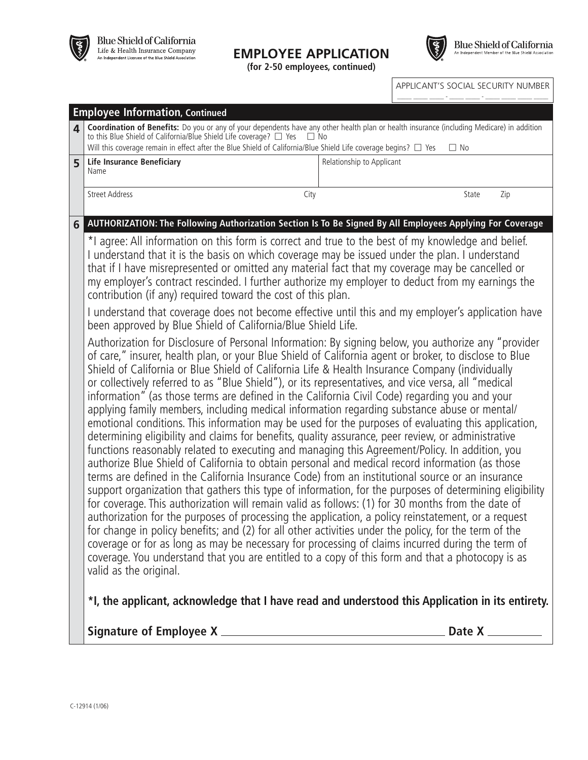Blue Shield of California
Life & Health Insurance Company
An Independent Licensee of the Blue Shield Association

# EMPLOYEE APPLICATION

**(for 2-50 employees, continued)**

Blue Shield of California
An Independent Member of the Blue Shield Association

APPLICANT'S SOCIAL SECURITY NUMBER
___ ___ ___ - ___ ___ - ___ ___ ___ ___

## Employee Information, Continued

**4** **Coordination of Benefits:** Do you or any of your dependents have any other health plan or health insurance (including Medicare) in addition to this Blue Shield of California/Blue Shield Life coverage? ☐ Yes ☐ No

Will this coverage remain in effect after the Blue Shield of California/Blue Shield Life coverage begins? ☐ Yes ☐ No

**5**

| **Life Insurance Beneficiary** Name | | | Relationship to Applicant | |
|---|---|---|---|---|
| Street Address | City | | State | Zip |

## 6 AUTHORIZATION: The Following Authorization Section Is To Be Signed By All Employees Applying For Coverage

*I agree: All information on this form is correct and true to the best of my knowledge and belief. I understand that it is the basis on which coverage may be issued under the plan. I understand that if I have misrepresented or omitted any material fact that my coverage may be cancelled or my employer's contract rescinded. I further authorize my employer to deduct from my earnings the contribution (if any) required toward the cost of this plan.

I understand that coverage does not become effective until this and my employer's application have been approved by Blue Shield of California/Blue Shield Life.

Authorization for Disclosure of Personal Information: By signing below, you authorize any "provider of care," insurer, health plan, or your Blue Shield of California agent or broker, to disclose to Blue Shield of California or Blue Shield of California Life & Health Insurance Company (individually or collectively referred to as "Blue Shield"), or its representatives, and vice versa, all "medical information" (as those terms are defined in the California Civil Code) regarding you and your applying family members, including medical information regarding substance abuse or mental/emotional conditions. This information may be used for the purposes of evaluating this application, determining eligibility and claims for benefits, quality assurance, peer review, or administrative functions reasonably related to executing and managing this Agreement/Policy. In addition, you authorize Blue Shield of California to obtain personal and medical record information (as those terms are defined in the California Insurance Code) from an institutional source or an insurance support organization that gathers this type of information, for the purposes of determining eligibility for coverage. This authorization will remain valid as follows: (1) for 30 months from the date of authorization for the purposes of processing the application, a policy reinstatement, or a request for change in policy benefits; and (2) for all other activities under the policy, for the term of the coverage or for as long as may be necessary for processing of claims incurred during the term of coverage. You understand that you are entitled to a copy of this form and that a photocopy is as valid as the original.

**\*I, the applicant, acknowledge that I have read and understood this Application in its entirety.**

**Signature of Employee X** ________________________________ **Date X** __________

C-12914 (1/06)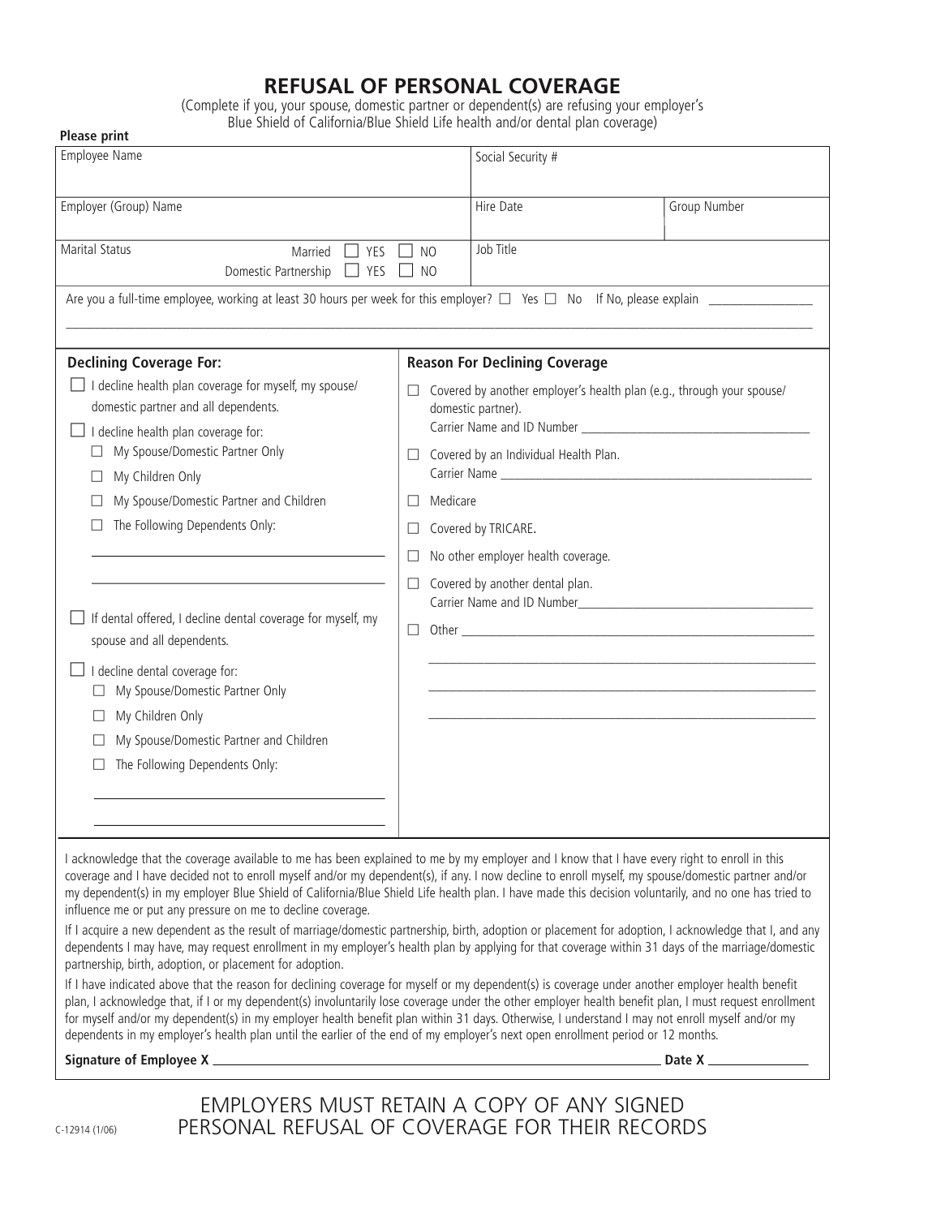# REFUSAL OF PERSONAL COVERAGE

(Complete if you, your spouse, domestic partner or dependent(s) are refusing your employer's Blue Shield of California/Blue Shield Life health and/or dental plan coverage)

**Please print**

| | | |
|---|---|---|
| Employee Name | Social Security # | |
| Employer (Group) Name | Hire Date | Group Number |
| Marital Status — Married ☐ YES ☐ NO; Domestic Partnership ☐ YES ☐ NO | Job Title | |

Are you a full-time employee, working at least 30 hours per week for this employer? ☐ Yes ☐ No If No, please explain ________________

______________________________________________________________________

| **Declining Coverage For:** | **Reason For Declining Coverage** |
|---|---|
| ☐ I decline health plan coverage for myself, my spouse/domestic partner and all dependents. | ☐ Covered by another employer's health plan (e.g., through your spouse/domestic partner). Carrier Name and ID Number ____________________ |
| ☐ I decline health plan coverage for: ☐ My Spouse/Domestic Partner Only ☐ My Children Only ☐ My Spouse/Domestic Partner and Children ☐ The Following Dependents Only: ____________________ ____________________ | ☐ Covered by an Individual Health Plan. Carrier Name ____________________ |
| | ☐ Medicare |
| | ☐ Covered by TRICARE. |
| | ☐ No other employer health coverage. |
| | ☐ Covered by another dental plan. Carrier Name and ID Number____________________ |
| ☐ If dental offered, I decline dental coverage for myself, my spouse and all dependents. | ☐ Other ____________________ ____________________ ____________________ ____________________ |
| ☐ I decline dental coverage for: ☐ My Spouse/Domestic Partner Only ☐ My Children Only ☐ My Spouse/Domestic Partner and Children ☐ The Following Dependents Only: ____________________ ____________________ | |

I acknowledge that the coverage available to me has been explained to me by my employer and I know that I have every right to enroll in this coverage and I have decided not to enroll myself and/or my dependent(s), if any. I now decline to enroll myself, my spouse/domestic partner and/or my dependent(s) in my employer Blue Shield of California/Blue Shield Life health plan. I have made this decision voluntarily, and no one has tried to influence me or put any pressure on me to decline coverage.

If I acquire a new dependent as the result of marriage/domestic partnership, birth, adoption or placement for adoption, I acknowledge that I, and any dependents I may have, may request enrollment in my employer's health plan by applying for that coverage within 31 days of the marriage/domestic partnership, birth, adoption, or placement for adoption.

If I have indicated above that the reason for declining coverage for myself or my dependent(s) is coverage under another employer health benefit plan, I acknowledge that, if I or my dependent(s) involuntarily lose coverage under the other employer health benefit plan, I must request enrollment for myself and/or my dependent(s) in my employer health benefit plan within 31 days. Otherwise, I understand I may not enroll myself and/or my dependents in my employer's health plan until the earlier of the end of my employer's next open enrollment period or 12 months.

**Signature of Employee X** ______________________________ **Date X** ______________

EMPLOYERS MUST RETAIN A COPY OF ANY SIGNED PERSONAL REFUSAL OF COVERAGE FOR THEIR RECORDS

C-12914 (1/06)